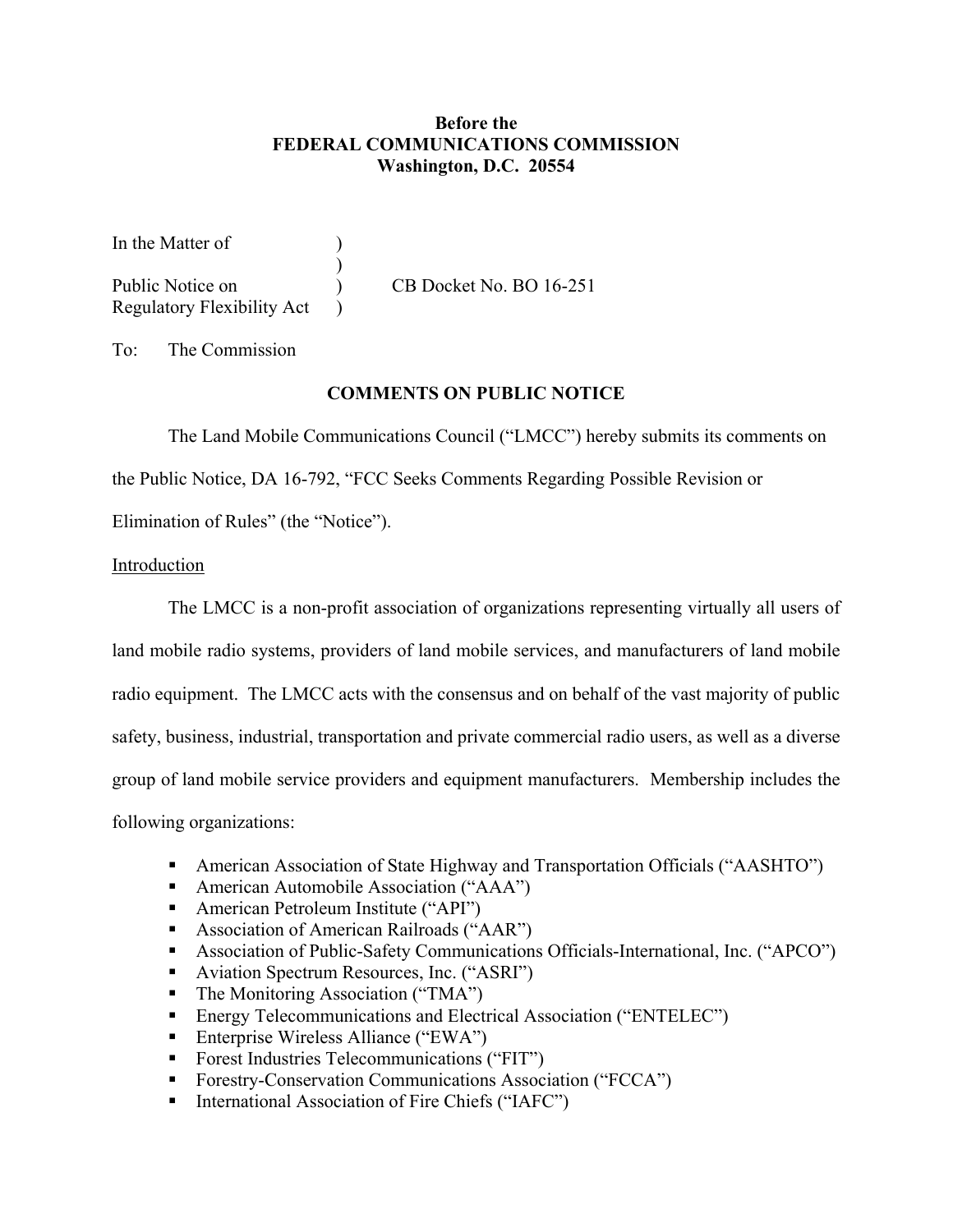**Before the**
**FEDERAL COMMUNICATIONS COMMISSION**
**Washington, D.C. 20554**

| | | |
|---|---|---|
| In the Matter of | ) | |
| | ) | |
| Public Notice on | ) | CB Docket No. BO 16-251 |
| Regulatory Flexibility Act | ) | |

To: The Commission

**COMMENTS ON PUBLIC NOTICE**

The Land Mobile Communications Council ("LMCC") hereby submits its comments on the Public Notice, DA 16-792, "FCC Seeks Comments Regarding Possible Revision or Elimination of Rules" (the "Notice").

Introduction

The LMCC is a non-profit association of organizations representing virtually all users of land mobile radio systems, providers of land mobile services, and manufacturers of land mobile radio equipment. The LMCC acts with the consensus and on behalf of the vast majority of public safety, business, industrial, transportation and private commercial radio users, as well as a diverse group of land mobile service providers and equipment manufacturers. Membership includes the following organizations:

- American Association of State Highway and Transportation Officials ("AASHTO")
- American Automobile Association ("AAA")
- American Petroleum Institute ("API")
- Association of American Railroads ("AAR")
- Association of Public-Safety Communications Officials-International, Inc. ("APCO")
- Aviation Spectrum Resources, Inc. ("ASRI")
- The Monitoring Association ("TMA")
- Energy Telecommunications and Electrical Association ("ENTELEC")
- Enterprise Wireless Alliance ("EWA")
- Forest Industries Telecommunications ("FIT")
- Forestry-Conservation Communications Association ("FCCA")
- International Association of Fire Chiefs ("IAFC")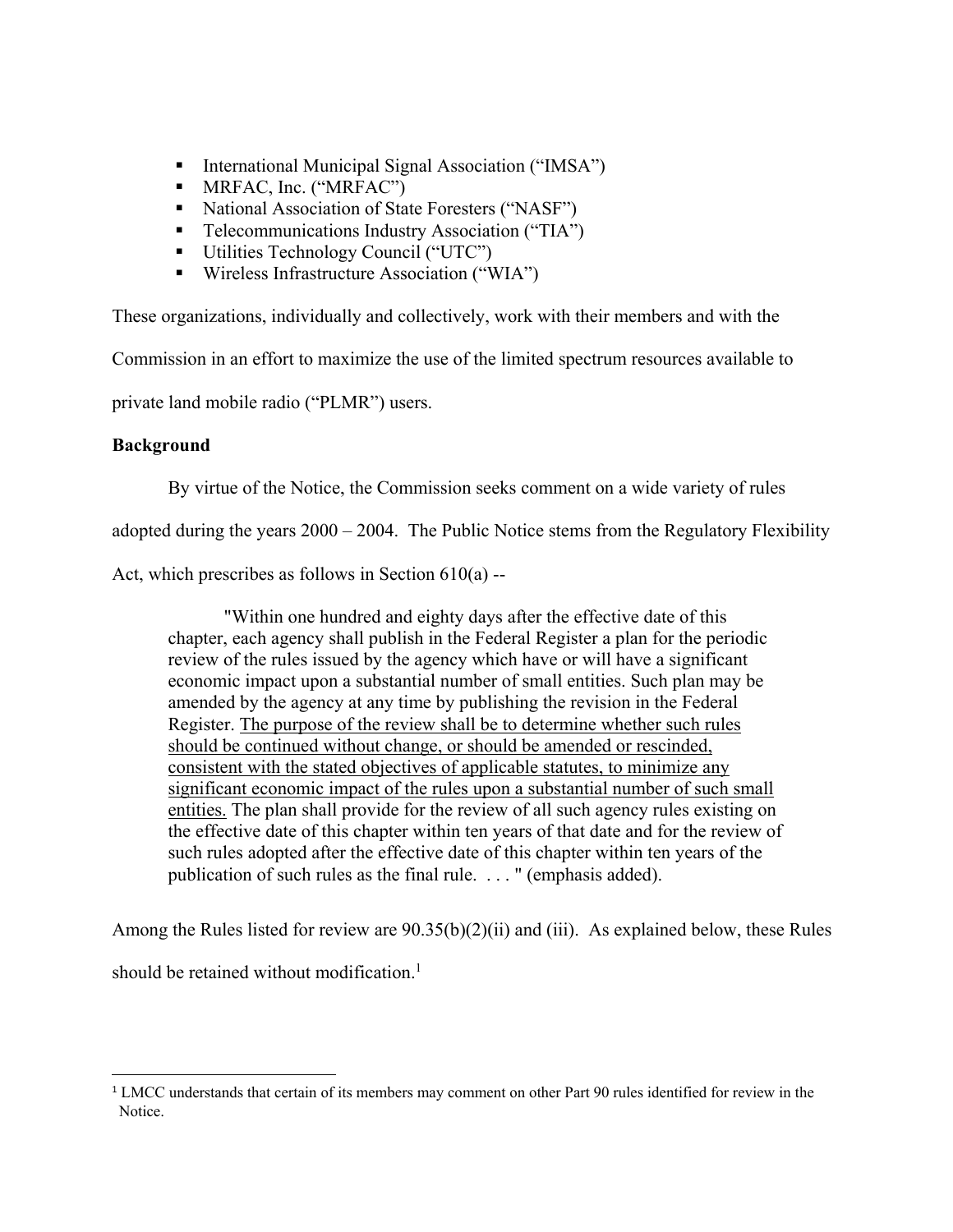- International Municipal Signal Association ("IMSA")
- MRFAC, Inc. ("MRFAC")
- National Association of State Foresters ("NASF")
- Telecommunications Industry Association ("TIA")
- Utilities Technology Council ("UTC")
- Wireless Infrastructure Association ("WIA")

These organizations, individually and collectively, work with their members and with the Commission in an effort to maximize the use of the limited spectrum resources available to private land mobile radio ("PLMR") users.

**Background**

By virtue of the Notice, the Commission seeks comment on a wide variety of rules adopted during the years 2000 – 2004. The Public Notice stems from the Regulatory Flexibility Act, which prescribes as follows in Section 610(a) --

> "Within one hundred and eighty days after the effective date of this chapter, each agency shall publish in the Federal Register a plan for the periodic review of the rules issued by the agency which have or will have a significant economic impact upon a substantial number of small entities. Such plan may be amended by the agency at any time by publishing the revision in the Federal Register. <u>The purpose of the review shall be to determine whether such rules should be continued without change, or should be amended or rescinded, consistent with the stated objectives of applicable statutes, to minimize any significant economic impact of the rules upon a substantial number of such small entities.</u> The plan shall provide for the review of all such agency rules existing on the effective date of this chapter within ten years of that date and for the review of such rules adopted after the effective date of this chapter within ten years of the publication of such rules as the final rule. . . . " (emphasis added).

Among the Rules listed for review are 90.35(b)(2)(ii) and (iii). As explained below, these Rules should be retained without modification.[1]

---

[1] LMCC understands that certain of its members may comment on other Part 90 rules identified for review in the Notice.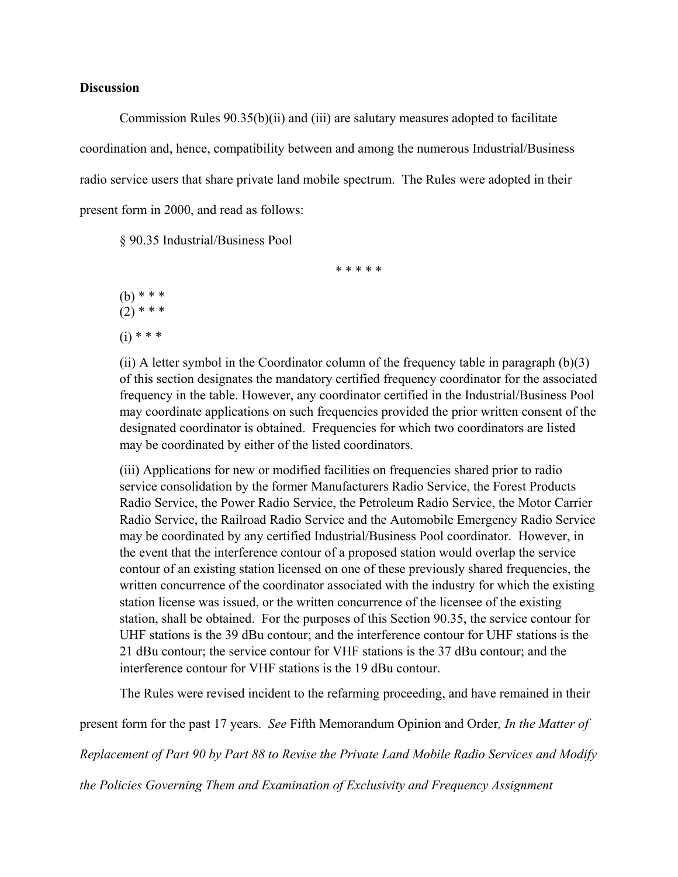**Discussion**

Commission Rules 90.35(b)(ii) and (iii) are salutary measures adopted to facilitate coordination and, hence, compatibility between and among the numerous Industrial/Business radio service users that share private land mobile spectrum. The Rules were adopted in their present form in 2000, and read as follows:

§ 90.35 Industrial/Business Pool

\* \* \* \* \*

(b) \* \* \*
(2) \* \* \*

(i) \* \* \*

(ii) A letter symbol in the Coordinator column of the frequency table in paragraph (b)(3) of this section designates the mandatory certified frequency coordinator for the associated frequency in the table. However, any coordinator certified in the Industrial/Business Pool may coordinate applications on such frequencies provided the prior written consent of the designated coordinator is obtained. Frequencies for which two coordinators are listed may be coordinated by either of the listed coordinators.

(iii) Applications for new or modified facilities on frequencies shared prior to radio service consolidation by the former Manufacturers Radio Service, the Forest Products Radio Service, the Power Radio Service, the Petroleum Radio Service, the Motor Carrier Radio Service, the Railroad Radio Service and the Automobile Emergency Radio Service may be coordinated by any certified Industrial/Business Pool coordinator. However, in the event that the interference contour of a proposed station would overlap the service contour of an existing station licensed on one of these previously shared frequencies, the written concurrence of the coordinator associated with the industry for which the existing station license was issued, or the written concurrence of the licensee of the existing station, shall be obtained. For the purposes of this Section 90.35, the service contour for UHF stations is the 39 dBu contour; and the interference contour for UHF stations is the 21 dBu contour; the service contour for VHF stations is the 37 dBu contour; and the interference contour for VHF stations is the 19 dBu contour.

The Rules were revised incident to the refarming proceeding, and have remained in their present form for the past 17 years. *See* Fifth Memorandum Opinion and Order*, In the Matter of Replacement of Part 90 by Part 88 to Revise the Private Land Mobile Radio Services and Modify the Policies Governing Them and Examination of Exclusivity and Frequency Assignment*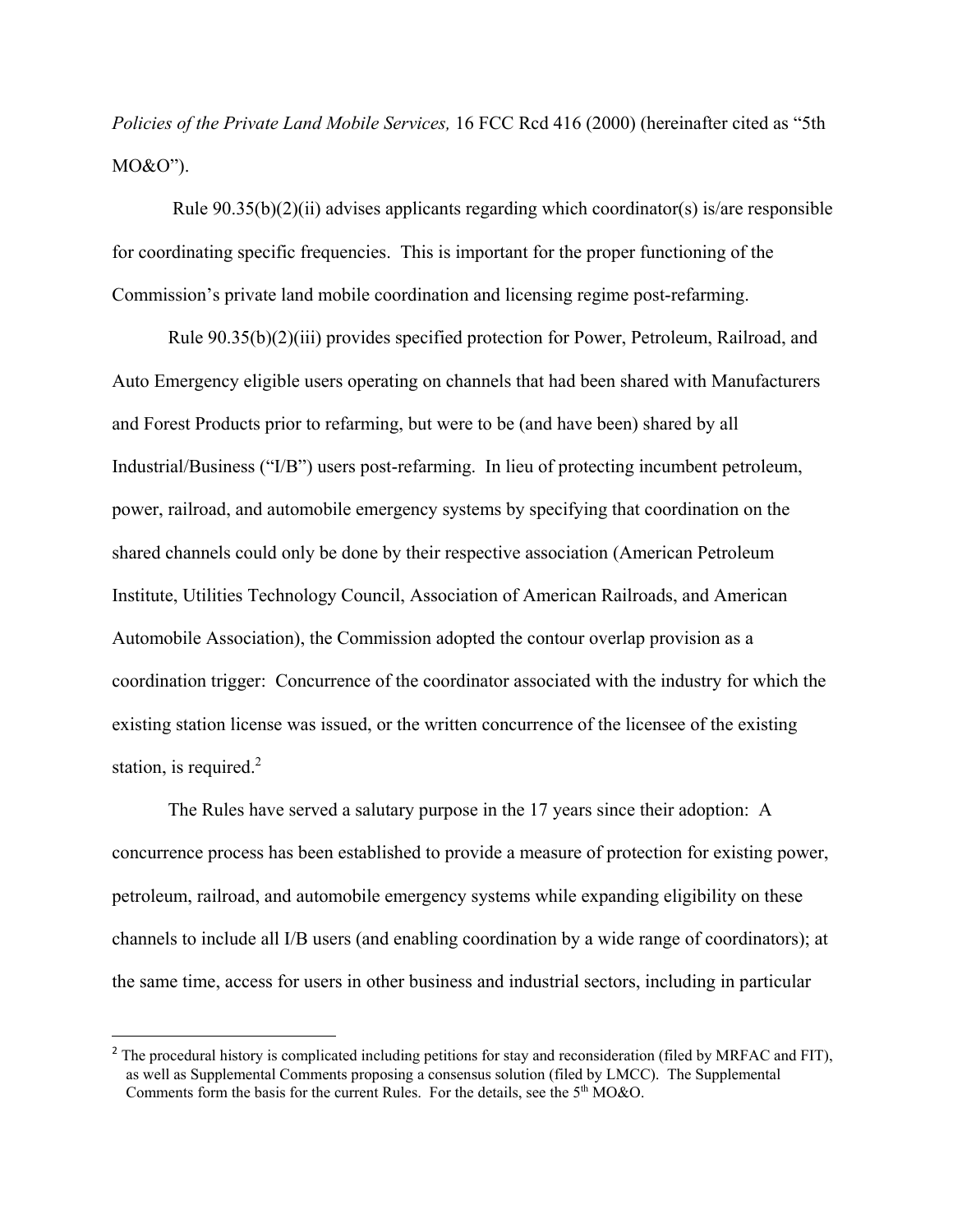*Policies of the Private Land Mobile Services,* 16 FCC Rcd 416 (2000) (hereinafter cited as "5th MO&O").

Rule 90.35(b)(2)(ii) advises applicants regarding which coordinator(s) is/are responsible for coordinating specific frequencies. This is important for the proper functioning of the Commission's private land mobile coordination and licensing regime post-refarming.

Rule 90.35(b)(2)(iii) provides specified protection for Power, Petroleum, Railroad, and Auto Emergency eligible users operating on channels that had been shared with Manufacturers and Forest Products prior to refarming, but were to be (and have been) shared by all Industrial/Business ("I/B") users post-refarming. In lieu of protecting incumbent petroleum, power, railroad, and automobile emergency systems by specifying that coordination on the shared channels could only be done by their respective association (American Petroleum Institute, Utilities Technology Council, Association of American Railroads, and American Automobile Association), the Commission adopted the contour overlap provision as a coordination trigger: Concurrence of the coordinator associated with the industry for which the existing station license was issued, or the written concurrence of the licensee of the existing station, is required.[2]

The Rules have served a salutary purpose in the 17 years since their adoption: A concurrence process has been established to provide a measure of protection for existing power, petroleum, railroad, and automobile emergency systems while expanding eligibility on these channels to include all I/B users (and enabling coordination by a wide range of coordinators); at the same time, access for users in other business and industrial sectors, including in particular

---

[2] The procedural history is complicated including petitions for stay and reconsideration (filed by MRFAC and FIT), as well as Supplemental Comments proposing a consensus solution (filed by LMCC). The Supplemental Comments form the basis for the current Rules. For the details, see the 5th MO&O.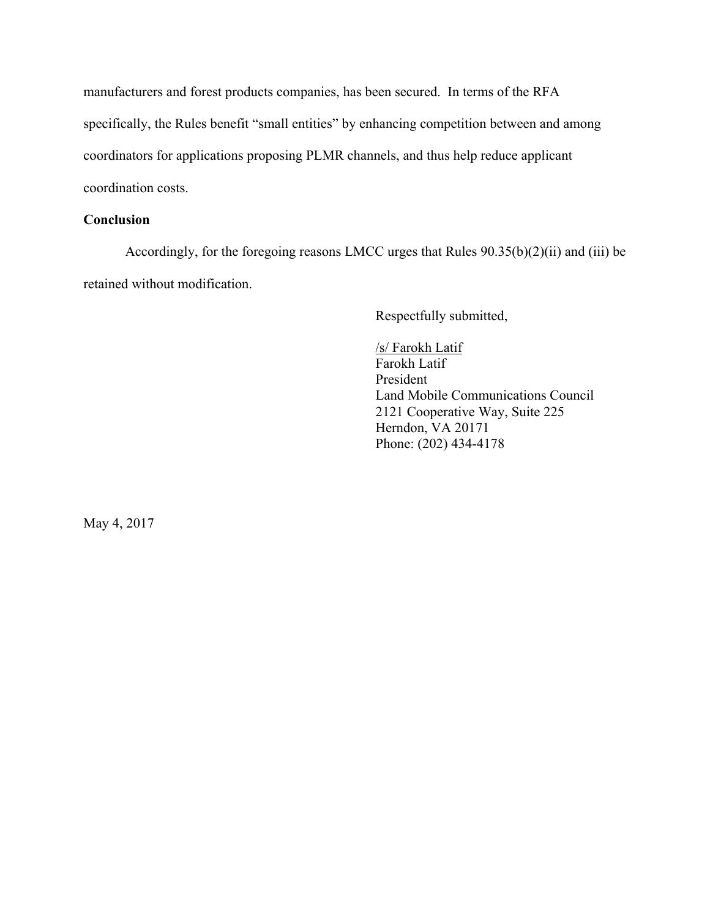manufacturers and forest products companies, has been secured. In terms of the RFA specifically, the Rules benefit “small entities” by enhancing competition between and among coordinators for applications proposing PLMR channels, and thus help reduce applicant coordination costs.

**Conclusion**

Accordingly, for the foregoing reasons LMCC urges that Rules 90.35(b)(2)(ii) and (iii) be retained without modification.

Respectfully submitted,

/s/ Farokh Latif
Farokh Latif
President
Land Mobile Communications Council
2121 Cooperative Way, Suite 225
Herndon, VA 20171
Phone: (202) 434-4178

May 4, 2017